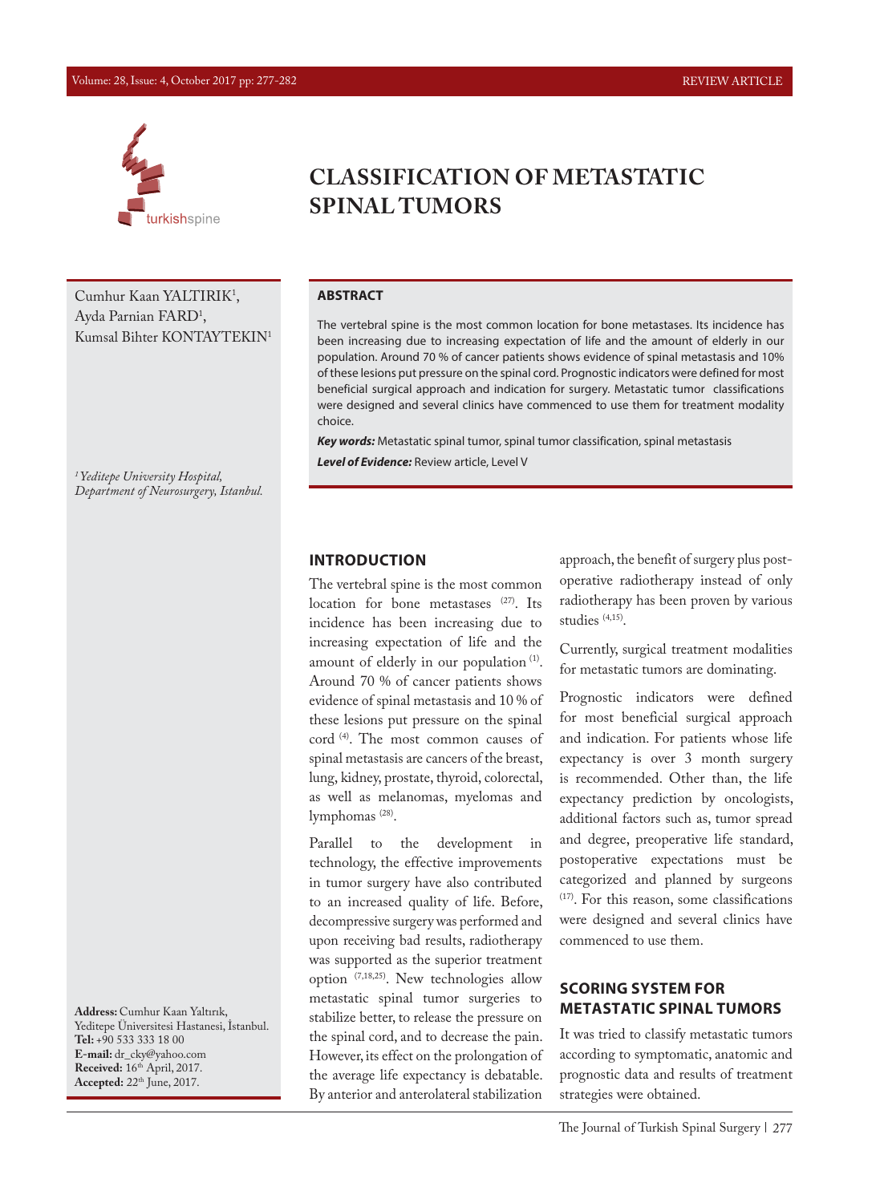# CLASSIFICATION OF METASTATIC SPINAL TUMORS

Cumhur Kaan YALTIRIK[1], Ayda Parnian FARD[1], Kumsal Bihter KONTAYTEKIN[1]

[1] *Yeditepe University Hospital, Department of Neurosurgery, Istanbul.*

## ABSTRACT

The vertebral spine is the most common location for bone metastases. Its incidence has been increasing due to increasing expectation of life and the amount of elderly in our population. Around 70 % of cancer patients shows evidence of spinal metastasis and 10% of these lesions put pressure on the spinal cord. Prognostic indicators were defined for most beneficial surgical approach and indication for surgery. Metastatic tumor classifications were designed and several clinics have commenced to use them for treatment modality choice.

***Key words:*** Metastatic spinal tumor, spinal tumor classification, spinal metastasis

***Level of Evidence:*** Review article, Level V

## INTRODUCTION

The vertebral spine is the most common location for bone metastases [27]. Its incidence has been increasing due to increasing expectation of life and the amount of elderly in our population [1]. Around 70 % of cancer patients shows evidence of spinal metastasis and 10 % of these lesions put pressure on the spinal cord [4]. The most common causes of spinal metastasis are cancers of the breast, lung, kidney, prostate, thyroid, colorectal, as well as melanomas, myelomas and lymphomas [28].

Parallel to the development in technology, the effective improvements in tumor surgery have also contributed to an increased quality of life. Before, decompressive surgery was performed and upon receiving bad results, radiotherapy was supported as the superior treatment option [7,18,25]. New technologies allow metastatic spinal tumor surgeries to stabilize better, to release the pressure on the spinal cord, and to decrease the pain. However, its effect on the prolongation of the average life expectancy is debatable. By anterior and anterolateral stabilization approach, the benefit of surgery plus post-operative radiotherapy instead of only radiotherapy has been proven by various studies [4,15].

Currently, surgical treatment modalities for metastatic tumors are dominating.

Prognostic indicators were defined for most beneficial surgical approach and indication. For patients whose life expectancy is over 3 month surgery is recommended. Other than, the life expectancy prediction by oncologists, additional factors such as, tumor spread and degree, preoperative life standard, postoperative expectations must be categorized and planned by surgeons [17]. For this reason, some classifications were designed and several clinics have commenced to use them.

## SCORING SYSTEM FOR METASTATIC SPINAL TUMORS

It was tried to classify metastatic tumors according to symptomatic, anatomic and prognostic data and results of treatment strategies were obtained.

**Address:** Cumhur Kaan Yaltırık, Yeditepe Üniversitesi Hastanesi, İstanbul.
**Tel:** +90 533 333 18 00
**E-mail:** dr_cky@yahoo.com
**Received:** 16th April, 2017.
**Accepted:** 22th June, 2017.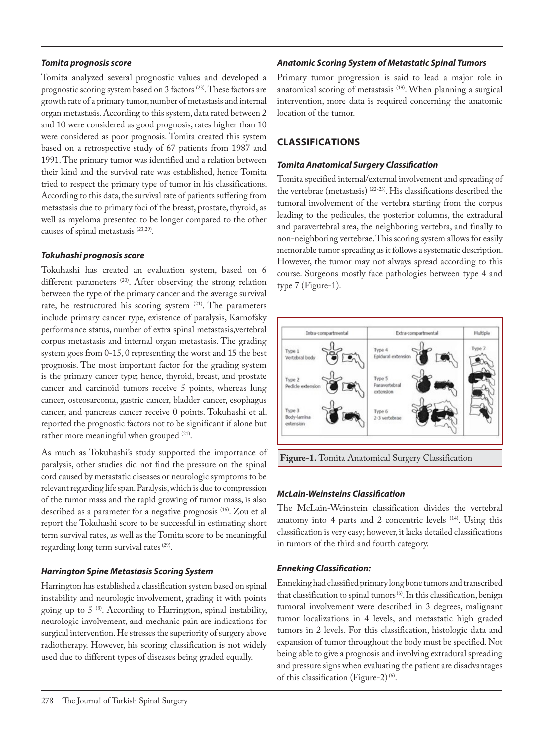### *Tomita prognosis score*

Tomita analyzed several prognostic values and developed a prognostic scoring system based on 3 factors [23]. These factors are growth rate of a primary tumor, number of metastasis and internal organ metastasis. According to this system, data rated between 2 and 10 were considered as good prognosis, rates higher than 10 were considered as poor prognosis. Tomita created this system based on a retrospective study of 67 patients from 1987 and 1991. The primary tumor was identified and a relation between their kind and the survival rate was established, hence Tomita tried to respect the primary type of tumor in his classifications. According to this data, the survival rate of patients suffering from metastasis due to primary foci of the breast, prostate, thyroid, as well as myeloma presented to be longer compared to the other causes of spinal metastasis [23,29].

### *Tokuhashi prognosis score*

Tokuhashi has created an evaluation system, based on 6 different parameters [20]. After observing the strong relation between the type of the primary cancer and the average survival rate, he restructured his scoring system [21]. The parameters include primary cancer type, existence of paralysis, Karnofsky performance status, number of extra spinal metastasis, vertebral corpus metastasis and internal organ metastasis. The grading system goes from 0-15, 0 representing the worst and 15 the best prognosis. The most important factor for the grading system is the primary cancer type; hence, thyroid, breast, and prostate cancer and carcinoid tumors receive 5 points, whereas lung cancer, osteosarcoma, gastric cancer, bladder cancer, esophagus cancer, and pancreas cancer receive 0 points. Tokuhashi et al. reported the prognostic factors not to be significant if alone but rather more meaningful when grouped [21].

As much as Tokuhashi's study supported the importance of paralysis, other studies did not find the pressure on the spinal cord caused by metastatic diseases or neurologic symptoms to be relevant regarding life span. Paralysis, which is due to compression of the tumor mass and the rapid growing of tumor mass, is also described as a parameter for a negative prognosis [16]. Zou et al report the Tokuhashi score to be successful in estimating short term survival rates, as well as the Tomita score to be meaningful regarding long term survival rates [29].

### *Harrington Spine Metastasis Scoring System*

Harrington has established a classification system based on spinal instability and neurologic involvement, grading it with points going up to 5 [8]. According to Harrington, spinal instability, neurologic involvement, and mechanic pain are indications for surgical intervention. He stresses the superiority of surgery above radiotherapy. However, his scoring classification is not widely used due to different types of diseases being graded equally.

### *Anatomic Scoring System of Metastatic Spinal Tumors*

Primary tumor progression is said to lead a major role in anatomical scoring of metastasis [19]. When planning a surgical intervention, more data is required concerning the anatomic location of the tumor.

## CLASSIFICATIONS

### *Tomita Anatomical Surgery Classification*

Tomita specified internal/external involvement and spreading of the vertebrae (metastasis) [22-23]. His classifications described the tumoral involvement of the vertebra starting from the corpus leading to the pedicules, the posterior columns, the extradural and paravertebral area, the neighboring vertebra, and finally to non-neighboring vertebrae. This scoring system allows for easily memorable tumor spreading as it follows a systematic description. However, the tumor may not always spread according to this course. Surgeons mostly face pathologies between type 4 and type 7 (Figure-1).

**Figure-1.** Tomita Anatomical Surgery Classification

### *McLain-Weinsteins Classification*

The McLain-Weinstein classification divides the vertebral anatomy into 4 parts and 2 concentric levels [14]. Using this classification is very easy; however, it lacks detailed classifications in tumors of the third and fourth category.

### *Enneking Classification:*

Enneking had classified primary long bone tumors and transcribed that classification to spinal tumors [6]. In this classification, benign tumoral involvement were described in 3 degrees, malignant tumor localizations in 4 levels, and metastatic high graded tumors in 2 levels. For this classification, histologic data and expansion of tumor throughout the body must be specified. Not being able to give a prognosis and involving extradural spreading and pressure signs when evaluating the patient are disadvantages of this classification (Figure-2) [6].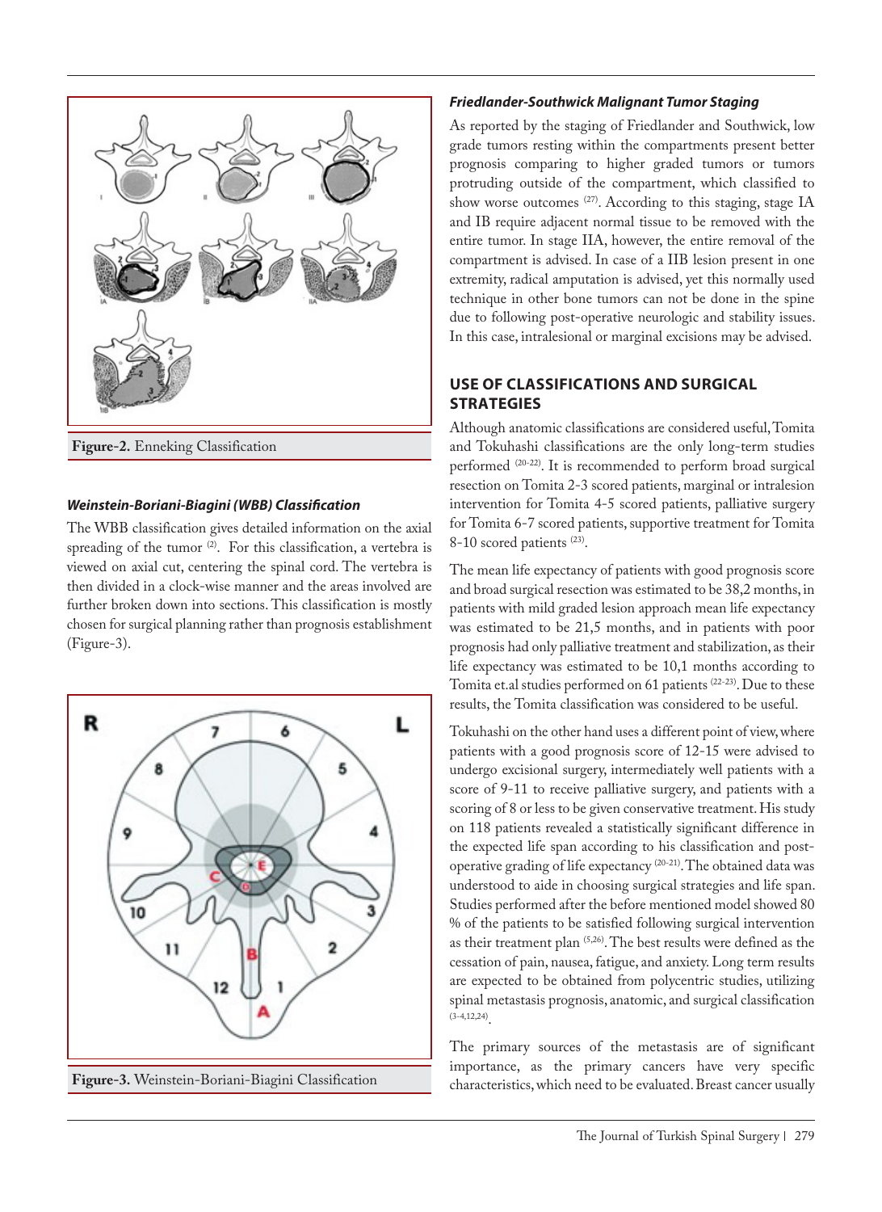Figure-2. Enneking Classification

### *Weinstein-Boriani-Biagini (WBB) Classification*

The WBB classification gives detailed information on the axial spreading of the tumor [2]. For this classification, a vertebra is viewed on axial cut, centering the spinal cord. The vertebra is then divided in a clock-wise manner and the areas involved are further broken down into sections. This classification is mostly chosen for surgical planning rather than prognosis establishment (Figure-3).

Figure-3. Weinstein-Boriani-Biagini Classification

### *Friedlander-Southwick Malignant Tumor Staging*

As reported by the staging of Friedlander and Southwick, low grade tumors resting within the compartments present better prognosis comparing to higher graded tumors or tumors protruding outside of the compartment, which classified to show worse outcomes [27]. According to this staging, stage IA and IB require adjacent normal tissue to be removed with the entire tumor. In stage IIA, however, the entire removal of the compartment is advised. In case of a IIB lesion present in one extremity, radical amputation is advised, yet this normally used technique in other bone tumors can not be done in the spine due to following post-operative neurologic and stability issues. In this case, intralesional or marginal excisions may be advised.

## USE OF CLASSIFICATIONS AND SURGICAL STRATEGIES

Although anatomic classifications are considered useful, Tomita and Tokuhashi classifications are the only long-term studies performed [20-22]. It is recommended to perform broad surgical resection on Tomita 2-3 scored patients, marginal or intralesion intervention for Tomita 4-5 scored patients, palliative surgery for Tomita 6-7 scored patients, supportive treatment for Tomita 8-10 scored patients [23].

The mean life expectancy of patients with good prognosis score and broad surgical resection was estimated to be 38,2 months, in patients with mild graded lesion approach mean life expectancy was estimated to be 21,5 months, and in patients with poor prognosis had only palliative treatment and stabilization, as their life expectancy was estimated to be 10,1 months according to Tomita et.al studies performed on 61 patients [22-23]. Due to these results, the Tomita classification was considered to be useful.

Tokuhashi on the other hand uses a different point of view, where patients with a good prognosis score of 12-15 were advised to undergo excisional surgery, intermediately well patients with a score of 9-11 to receive palliative surgery, and patients with a scoring of 8 or less to be given conservative treatment. His study on 118 patients revealed a statistically significant difference in the expected life span according to his classification and post-operative grading of life expectancy [20-21]. The obtained data was understood to aide in choosing surgical strategies and life span. Studies performed after the before mentioned model showed 80 % of the patients to be satisfied following surgical intervention as their treatment plan [5,26]. The best results were defined as the cessation of pain, nausea, fatigue, and anxiety. Long term results are expected to be obtained from polycentric studies, utilizing spinal metastasis prognosis, anatomic, and surgical classification [3-4,12,24].

The primary sources of the metastasis are of significant importance, as the primary cancers have very specific characteristics, which need to be evaluated. Breast cancer usually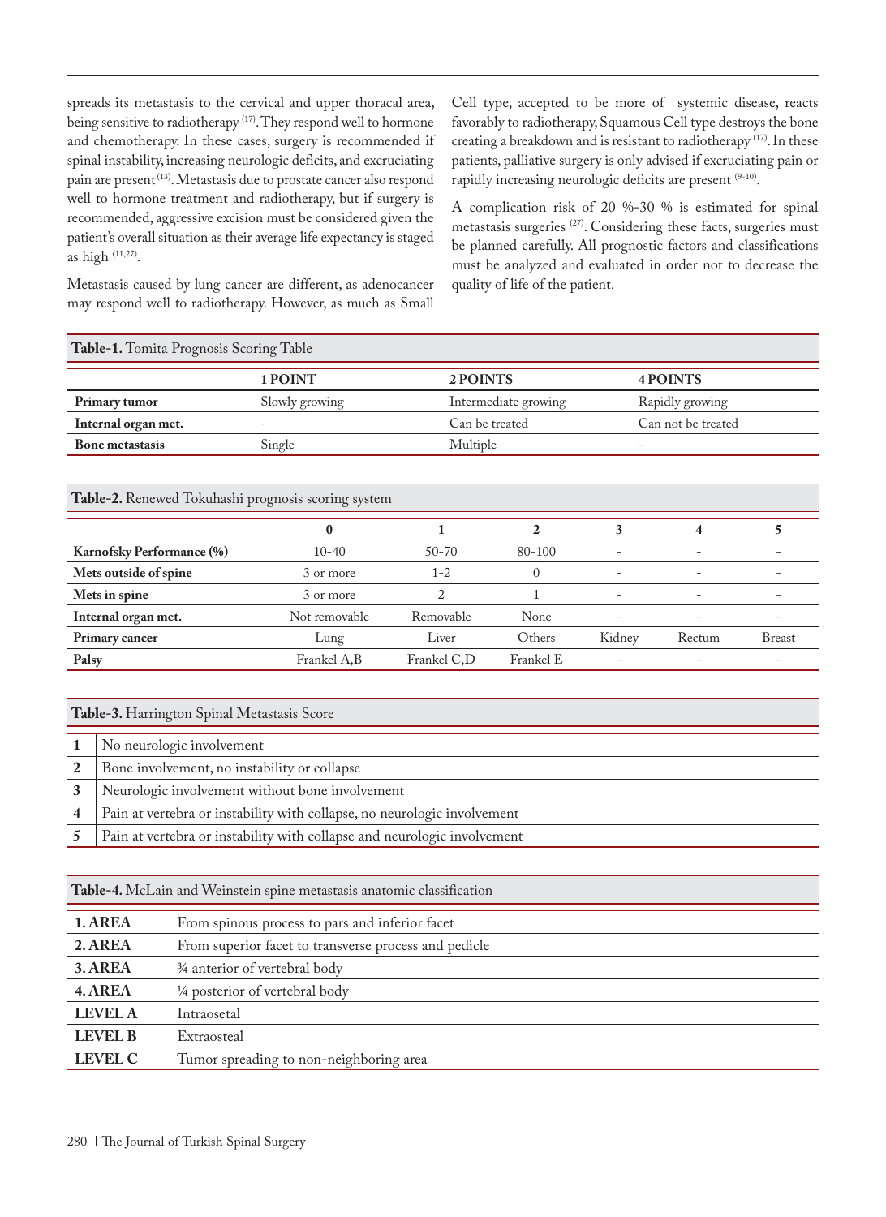spreads its metastasis to the cervical and upper thoracal area, being sensitive to radiotherapy [17]. They respond well to hormone and chemotherapy. In these cases, surgery is recommended if spinal instability, increasing neurologic deficits, and excruciating pain are present [13]. Metastasis due to prostate cancer also respond well to hormone treatment and radiotherapy, but if surgery is recommended, aggressive excision must be considered given the patient's overall situation as their average life expectancy is staged as high [11,27].

Metastasis caused by lung cancer are different, as adenocancer may respond well to radiotherapy. However, as much as Small Cell type, accepted to be more of systemic disease, reacts favorably to radiotherapy, Squamous Cell type destroys the bone creating a breakdown and is resistant to radiotherapy [17]. In these patients, palliative surgery is only advised if excruciating pain or rapidly increasing neurologic deficits are present [9-10].

A complication risk of 20 %-30 % is estimated for spinal metastasis surgeries [27]. Considering these facts, surgeries must be planned carefully. All prognostic factors and classifications must be analyzed and evaluated in order not to decrease the quality of life of the patient.

**Table-1.** Tomita Prognosis Scoring Table

| | 1 POINT | 2 POINTS | 4 POINTS |
|---|---|---|---|
| **Primary tumor** | Slowly growing | Intermediate growing | Rapidly growing |
| **Internal organ met.** | - | Can be treated | Can not be treated |
| **Bone metastasis** | Single | Multiple | - |

**Table-2.** Renewed Tokuhashi prognosis scoring system

| | 0 | 1 | 2 | 3 | 4 | 5 |
|---|---|---|---|---|---|---|
| **Karnofsky Performance (%)** | 10-40 | 50-70 | 80-100 | - | - | - |
| **Mets outside of spine** | 3 or more | 1-2 | 0 | - | - | - |
| **Mets in spine** | 3 or more | 2 | 1 | - | - | - |
| **Internal organ met.** | Not removable | Removable | None | - | - | - |
| **Primary cancer** | Lung | Liver | Others | Kidney | Rectum | Breast |
| **Palsy** | Frankel A,B | Frankel C,D | Frankel E | - | - | - |

**Table-3.** Harrington Spinal Metastasis Score

| | |
|---|---|
| **1** | No neurologic involvement |
| **2** | Bone involvement, no instability or collapse |
| **3** | Neurologic involvement without bone involvement |
| **4** | Pain at vertebra or instability with collapse, no neurologic involvement |
| **5** | Pain at vertebra or instability with collapse and neurologic involvement |

**Table-4.** McLain and Weinstein spine metastasis anatomic classification

| | |
|---|---|
| **1. AREA** | From spinous process to pars and inferior facet |
| **2. AREA** | From superior facet to transverse process and pedicle |
| **3. AREA** | ¾ anterior of vertebral body |
| **4. AREA** | ¼ posterior of vertebral body |
| **LEVEL A** | Intraosetal |
| **LEVEL B** | Extraosteal |
| **LEVEL C** | Tumor spreading to non-neighboring area |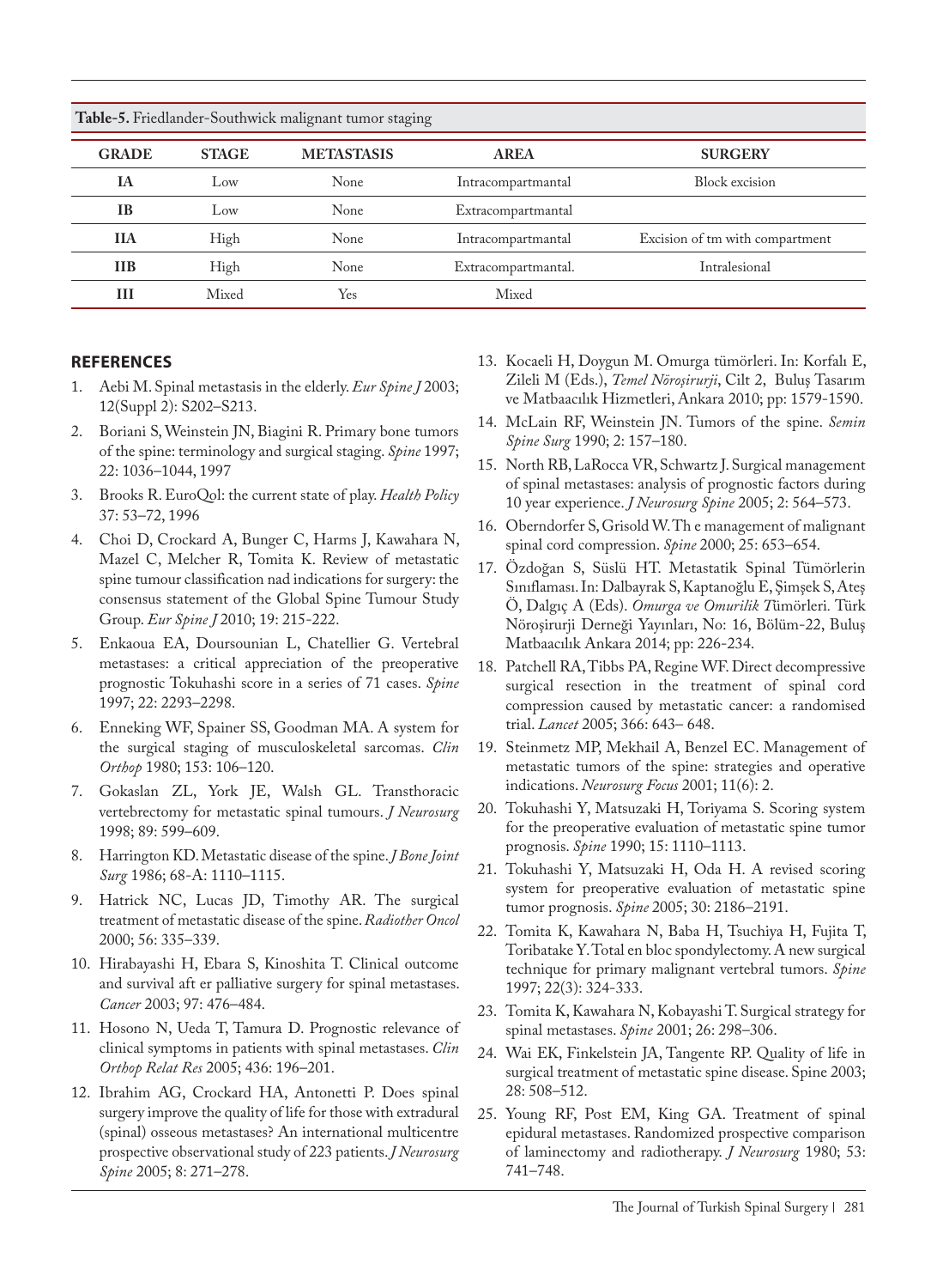**Table-5.** Friedlander-Southwick malignant tumor staging

| GRADE | STAGE | METASTASIS | AREA | SURGERY |
|---|---|---|---|---|
| IA | Low | None | Intracompartmantal | Block excision |
| IB | Low | None | Extracompartmantal | |
| IIA | High | None | Intracompartmantal | Excision of tm with compartment |
| IIB | High | None | Extracompartmantal. | Intralesional |
| III | Mixed | Yes | Mixed | |

## REFERENCES

1. Aebi M. Spinal metastasis in the elderly. *Eur Spine J* 2003; 12(Suppl 2): S202–S213.
2. Boriani S, Weinstein JN, Biagini R. Primary bone tumors of the spine: terminology and surgical staging. *Spine* 1997; 22: 1036–1044, 1997
3. Brooks R. EuroQol: the current state of play. *Health Policy* 37: 53–72, 1996
4. Choi D, Crockard A, Bunger C, Harms J, Kawahara N, Mazel C, Melcher R, Tomita K. Review of metastatic spine tumour classification nad indications for surgery: the consensus statement of the Global Spine Tumour Study Group. *Eur Spine J* 2010; 19: 215-222.
5. Enkaoua EA, Doursounian L, Chatellier G. Vertebral metastases: a critical appreciation of the preoperative prognostic Tokuhashi score in a series of 71 cases. *Spine* 1997; 22: 2293–2298.
6. Enneking WF, Spainer SS, Goodman MA. A system for the surgical staging of musculoskeletal sarcomas. *Clin Orthop* 1980; 153: 106–120.
7. Gokaslan ZL, York JE, Walsh GL. Transthoracic vertebrectomy for metastatic spinal tumours. *J Neurosurg* 1998; 89: 599–609.
8. Harrington KD. Metastatic disease of the spine. *J Bone Joint Surg* 1986; 68-A: 1110–1115.
9. Hatrick NC, Lucas JD, Timothy AR. The surgical treatment of metastatic disease of the spine. *Radiother Oncol* 2000; 56: 335–339.
10. Hirabayashi H, Ebara S, Kinoshita T. Clinical outcome and survival aft er palliative surgery for spinal metastases. *Cancer* 2003; 97: 476–484.
11. Hosono N, Ueda T, Tamura D. Prognostic relevance of clinical symptoms in patients with spinal metastases. *Clin Orthop Relat Res* 2005; 436: 196–201.
12. Ibrahim AG, Crockard HA, Antonetti P. Does spinal surgery improve the quality of life for those with extradural (spinal) osseous metastases? An international multicentre prospective observational study of 223 patients. *J Neurosurg Spine* 2005; 8: 271–278.
13. Kocaeli H, Doygun M. Omurga tümörleri. In: Korfalı E, Zileli M (Eds.), *Temel Nöroşirurji*, Cilt 2, Buluş Tasarım ve Matbaacılık Hizmetleri, Ankara 2010; pp: 1579-1590.
14. McLain RF, Weinstein JN. Tumors of the spine. *Semin Spine Surg* 1990; 2: 157–180.
15. North RB, LaRocca VR, Schwartz J. Surgical management of spinal metastases: analysis of prognostic factors during 10 year experience. *J Neurosurg Spine* 2005; 2: 564–573.
16. Oberndorfer S, Grisold W. Th e management of malignant spinal cord compression. *Spine* 2000; 25: 653–654.
17. Özdoğan S, Süslü HT. Metastatik Spinal Tümörlerin Sınıflaması. In: Dalbayrak S, Kaptanoğlu E, Şimşek S, Ateş Ö, Dalgıç A (Eds). *Omurga ve Omurilik T*ümörleri. Türk Nöroşirurji Derneği Yayınları, No: 16, Bölüm-22, Buluş Matbaacılık Ankara 2014; pp: 226-234.
18. Patchell RA, Tibbs PA, Regine WF. Direct decompressive surgical resection in the treatment of spinal cord compression caused by metastatic cancer: a randomised trial. *Lancet* 2005; 366: 643– 648.
19. Steinmetz MP, Mekhail A, Benzel EC. Management of metastatic tumors of the spine: strategies and operative indications. *Neurosurg Focus* 2001; 11(6): 2.
20. Tokuhashi Y, Matsuzaki H, Toriyama S. Scoring system for the preoperative evaluation of metastatic spine tumor prognosis. *Spine* 1990; 15: 1110–1113.
21. Tokuhashi Y, Matsuzaki H, Oda H. A revised scoring system for preoperative evaluation of metastatic spine tumor prognosis. *Spine* 2005; 30: 2186–2191.
22. Tomita K, Kawahara N, Baba H, Tsuchiya H, Fujita T, Toribatake Y. Total en bloc spondylectomy. A new surgical technique for primary malignant vertebral tumors. *Spine* 1997; 22(3): 324-333.
23. Tomita K, Kawahara N, Kobayashi T. Surgical strategy for spinal metastases. *Spine* 2001; 26: 298–306.
24. Wai EK, Finkelstein JA, Tangente RP. Quality of life in surgical treatment of metastatic spine disease. Spine 2003; 28: 508–512.
25. Young RF, Post EM, King GA. Treatment of spinal epidural metastases. Randomized prospective comparison of laminectomy and radiotherapy. *J Neurosurg* 1980; 53: 741–748.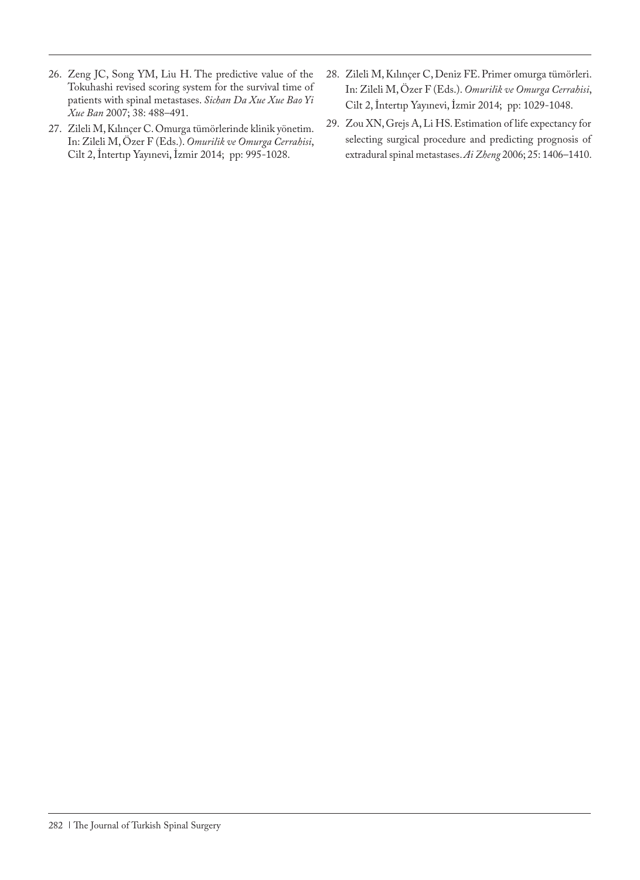26. Zeng JC, Song YM, Liu H. The predictive value of the Tokuhashi revised scoring system for the survival time of patients with spinal metastases. *Sichan Da Xue Xue Bao Yi Xue Ban* 2007; 38: 488–491.
27. Zileli M, Kılınçer C. Omurga tümörlerinde klinik yönetim. In: Zileli M, Özer F (Eds.). *Omurilik ve Omurga Cerrahisi*, Cilt 2, İntertıp Yayınevi, İzmir 2014; pp: 995-1028.
28. Zileli M, Kılınçer C, Deniz FE. Primer omurga tümörleri. In: Zileli M, Özer F (Eds.). *Omurilik ve Omurga Cerrahisi*, Cilt 2, İntertıp Yayınevi, İzmir 2014; pp: 1029-1048.
29. Zou XN, Grejs A, Li HS. Estimation of life expectancy for selecting surgical procedure and predicting prognosis of extradural spinal metastases. *Ai Zheng* 2006; 25: 1406–1410.